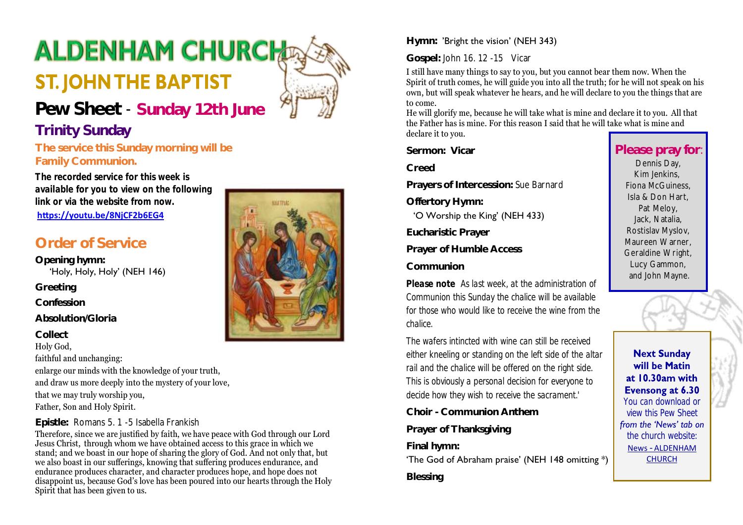# ALDENHAM CHURCH

## ST. JOHN THE BAPTIST

## Pew Sheet - Sunday 12th June

### Trinity Sunday

**The service this Sunday morning will be Family Communion.**

**The recorded service for this week is available for you to view on the following link or via the website from now.**

**https://youtu.be/8NjCF2b6EG4**

## Order of Service

**Opening hymn:**
'Holy, Holy, Holy' (NEH 146)

**Greeting**

**Confession**

**Absolution/Gloria**

**Collect**

Holy God,
faithful and unchanging:
enlarge our minds with the knowledge of your truth,
and draw us more deeply into the mystery of your love,
that we may truly worship you,
Father, Son and Holy Spirit.

**Epistle:** Romans 5. 1 -5 Isabella Frankish

Therefore, since we are justified by faith, we have peace with God through our Lord Jesus Christ, through whom we have obtained access to this grace in which we stand; and we boast in our hope of sharing the glory of God. And not only that, but we also boast in our sufferings, knowing that suffering produces endurance, and endurance produces character, and character produces hope, and hope does not disappoint us, because God's love has been poured into our hearts through the Holy Spirit that has been given to us.

**Hymn:** 'Bright the vision' (NEH 343)

**Gospel:** John 16. 12 -15 Vicar

I still have many things to say to you, but you cannot bear them now. When the Spirit of truth comes, he will guide you into all the truth; for he will not speak on his own, but will speak whatever he hears, and he will declare to you the things that are to come.
He will glorify me, because he will take what is mine and declare it to you. All that the Father has is mine. For this reason I said that he will take what is mine and declare it to you.

**Sermon: Vicar**

**Creed**

**Prayers of Intercession:** Sue Barnard

**Offertory Hymn:**
'O Worship the King' (NEH 433)

**Eucharistic Prayer**

**Prayer of Humble Access**

**Communion**

***Please note*** *As last week, at the administration of Communion this Sunday the chalice will be available for those who would like to receive the wine from the chalice.*

The wafers intincted with wine can still be received either kneeling or standing on the left side of the altar rail and the chalice will be offered on the right side. This is obviously a personal decision for everyone to decide how they wish to receive the sacrament.'

**Choir - Communion Anthem**

**Prayer of Thanksgiving**

**Final hymn:**
'The God of Abraham praise' (NEH 148 omitting *)

**Blessing**

---

**Please pray for:**

Dennis Day,
Kim Jenkins,
Fiona McGuiness,
Isla & Don Hart,
Pat Meloy,
Jack, Natalia,
Rostislav Myslov,
Maureen Warner,
Geraldine Wright,
Lucy Gammon,
and John Mayne.

---

**Next Sunday will be Matin at 10.30am with Evensong at 6.30**

You can download or view this Pew Sheet *from the 'News' tab on* the church website:
News - ALDENHAM CHURCH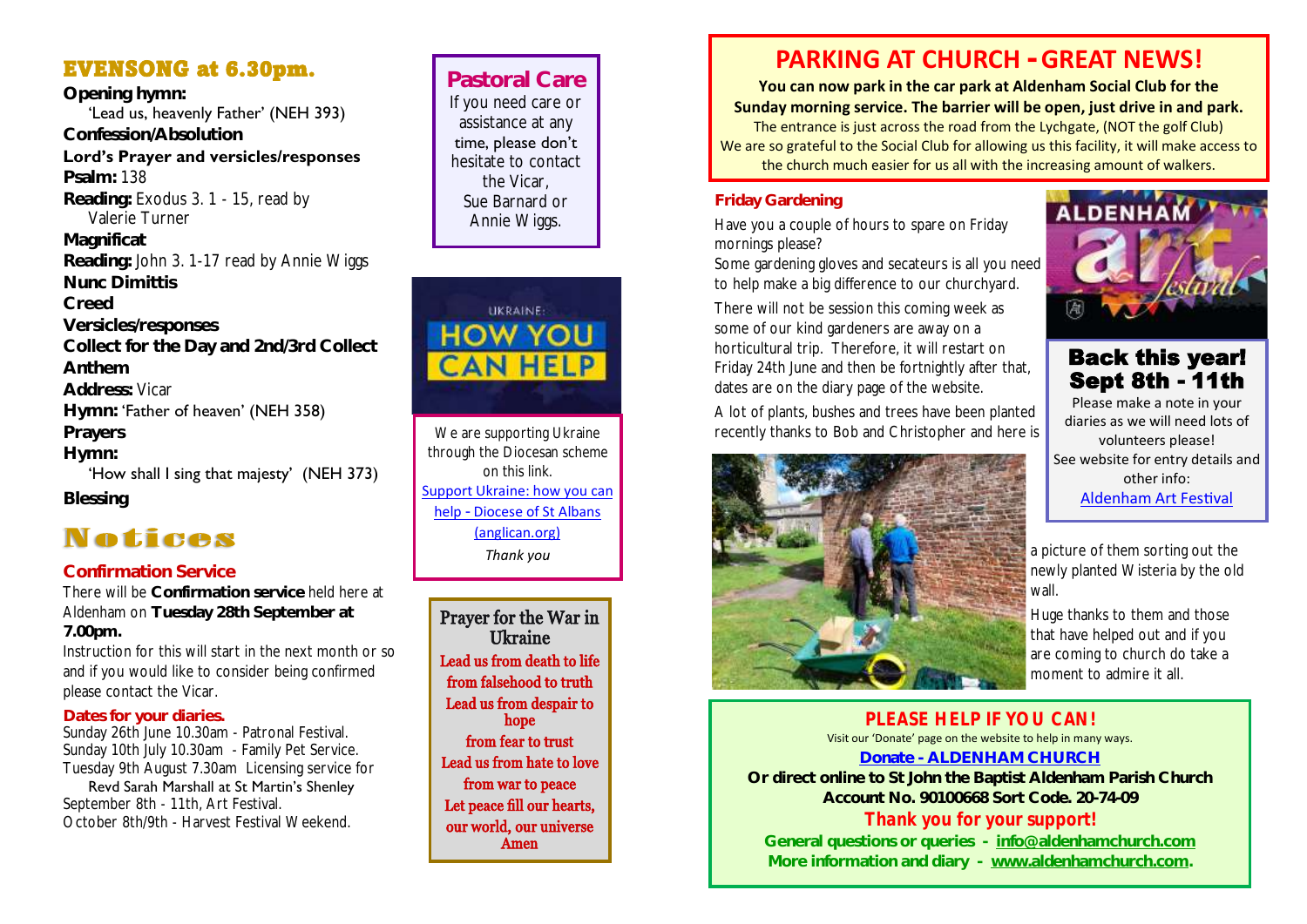## EVENSONG at 6.30pm.

**Opening hymn:**
'Lead us, heavenly Father' (NEH 393)

**Confession/Absolution**

**Lord's Prayer and versicles/responses**

**Psalm:** 138

**Reading:** Exodus 3. 1 - 15, read by Valerie Turner

**Magnificat**

**Reading:** John 3. 1-17 read by Annie Wiggs

**Nunc Dimittis**

**Creed**

**Versicles/responses**

**Collect for the Day and 2nd/3rd Collect**

**Anthem**

**Address:** Vicar

**Hymn:** 'Father of heaven' (NEH 358)

**Prayers**

**Hymn:**
'How shall I sing that majesty' (NEH 373)

**Blessing**

## Notices

### Confirmation Service

There will be **Confirmation service** held here at Aldenham on **Tuesday 28th September at 7.00pm.**

Instruction for this will start in the next month or so and if you would like to consider being confirmed please contact the Vicar.

### Dates for your diaries.

Sunday 26th June 10.30am - Patronal Festival.
Sunday 10th July 10.30am - Family Pet Service.
Tuesday 9th August 7.30am Licensing service for Revd Sarah Marshall at St Martin's Shenley
September 8th - 11th, Art Festival.
October 8th/9th - Harvest Festival Weekend.

### Pastoral Care

If you need care or assistance at any time, please don't hesitate to contact the Vicar, Sue Barnard or Annie Wiggs.

UKRAINE: HOW YOU CAN HELP

We are supporting Ukraine through the Diocesan scheme on this link.
Support Ukraine: how you can help - Diocese of St Albans (anglican.org)
*Thank you*

### Prayer for the War in Ukraine

Lead us from death to life
from falsehood to truth
Lead us from despair to hope
from fear to trust
Lead us from hate to love
from war to peace
Let peace fill our hearts, our world, our universe
Amen

## PARKING AT CHURCH - GREAT NEWS!

**You can now park in the car park at Aldenham Social Club for the Sunday morning service. The barrier will be open, just drive in and park.**
The entrance is just across the road from the Lychgate, (NOT the golf Club)
We are so grateful to the Social Club for allowing us this facility, it will make access to the church much easier for us all with the increasing amount of walkers.

### Friday Gardening

Have you a couple of hours to spare on Friday mornings please?
Some gardening gloves and secateurs is all you need to help make a big difference to our churchyard.

There will not be session this coming week as some of our kind gardeners are away on a horticultural trip. Therefore, it will restart on Friday 24th June and then be fortnightly after that, dates are on the diary page of the website.

A lot of plants, bushes and trees have been planted recently thanks to Bob and Christopher and here is a picture of them sorting out the newly planted Wisteria by the old wall.

Huge thanks to them and those that have helped out and if you are coming to church do take a moment to admire it all.

ALDENHAM art festival

### Back this year! Sept 8th - 11th

Please make a note in your diaries as we will need lots of volunteers please!
See website for entry details and other info:
Aldenham Art Festival

### PLEASE HELP IF YOU CAN!

Visit our 'Donate' page on the website to help in many ways.
**Donate - ALDENHAM CHURCH**
**Or direct online to St John the Baptist Aldenham Parish Church**
**Account No. 90100668 Sort Code. 20-74-09**
**Thank you for your support!**
**General questions or queries - info@aldenhamchurch.com**
**More information and diary - www.aldenhamchurch.com.**